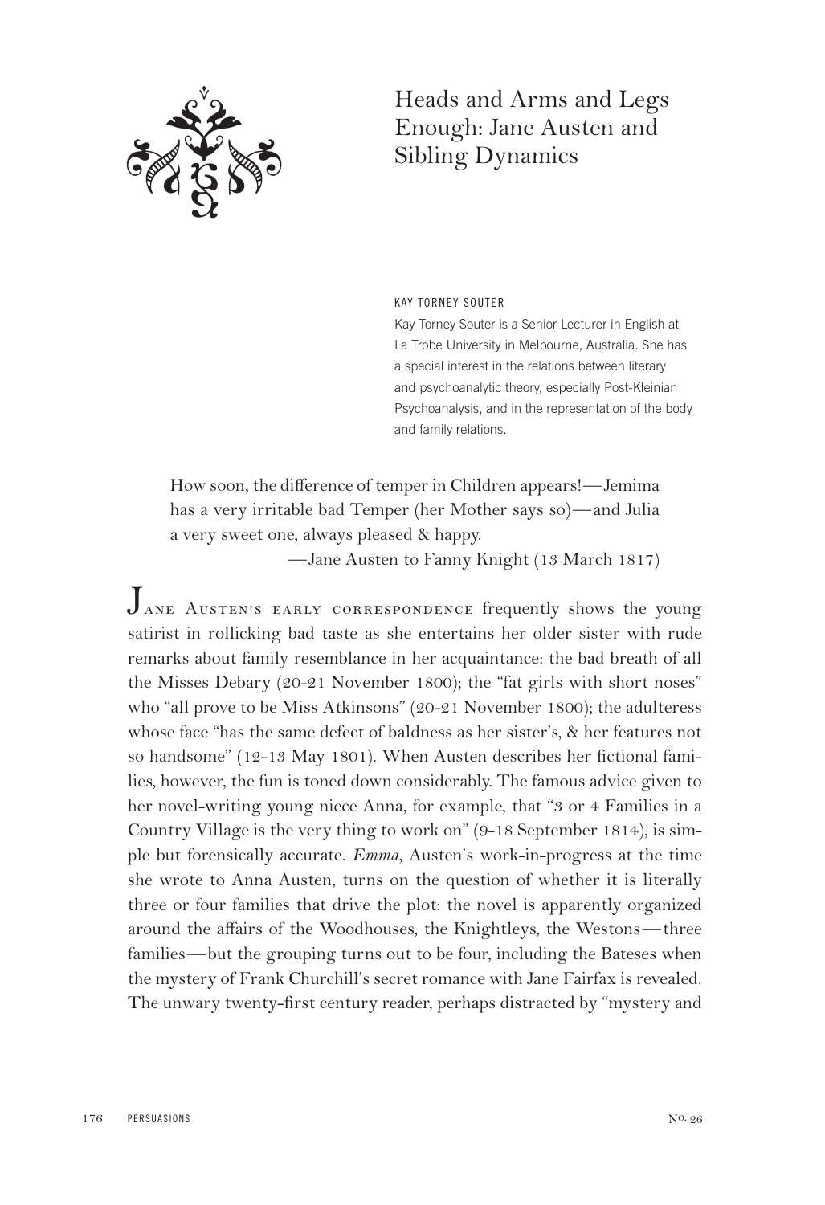# Heads and Arms and Legs Enough: Jane Austen and Sibling Dynamics

KAY TORNEY SOUTER

Kay Torney Souter is a Senior Lecturer in English at La Trobe University in Melbourne, Australia. She has a special interest in the relations between literary and psychoanalytic theory, especially Post-Kleinian Psychoanalysis, and in the representation of the body and family relations.

> How soon, the difference of temper in Children appears!—Jemima has a very irritable bad Temper (her Mother says so)—and Julia a very sweet one, always pleased & happy.
>
> —Jane Austen to Fanny Knight (13 March 1817)

Jane Austen's early correspondence frequently shows the young satirist in rollicking bad taste as she entertains her older sister with rude remarks about family resemblance in her acquaintance: the bad breath of all the Misses Debary (20-21 November 1800); the "fat girls with short noses" who "all prove to be Miss Atkinsons" (20-21 November 1800); the adulteress whose face "has the same defect of baldness as her sister's, & her features not so handsome" (12-13 May 1801). When Austen describes her fictional families, however, the fun is toned down considerably. The famous advice given to her novel-writing young niece Anna, for example, that "3 or 4 Families in a Country Village is the very thing to work on" (9-18 September 1814), is simple but forensically accurate. *Emma*, Austen's work-in-progress at the time she wrote to Anna Austen, turns on the question of whether it is literally three or four families that drive the plot: the novel is apparently organized around the affairs of the Woodhouses, the Knightleys, the Westons—three families—but the grouping turns out to be four, including the Bateses when the mystery of Frank Churchill's secret romance with Jane Fairfax is revealed. The unwary twenty-first century reader, perhaps distracted by "mystery and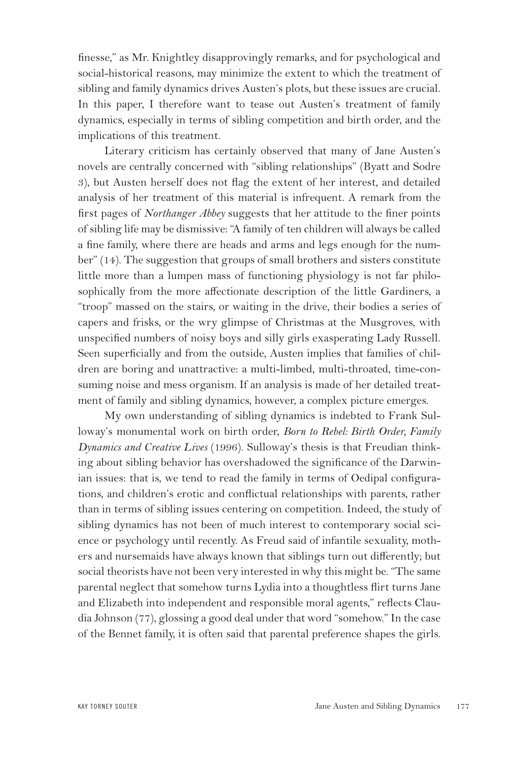finesse," as Mr. Knightley disapprovingly remarks, and for psychological and social-historical reasons, may minimize the extent to which the treatment of sibling and family dynamics drives Austen's plots, but these issues are crucial. In this paper, I therefore want to tease out Austen's treatment of family dynamics, especially in terms of sibling competition and birth order, and the implications of this treatment.

Literary criticism has certainly observed that many of Jane Austen's novels are centrally concerned with "sibling relationships" (Byatt and Sodre 3), but Austen herself does not flag the extent of her interest, and detailed analysis of her treatment of this material is infrequent. A remark from the first pages of *Northanger Abbey* suggests that her attitude to the finer points of sibling life may be dismissive: "A family of ten children will always be called a fine family, where there are heads and arms and legs enough for the number" (14). The suggestion that groups of small brothers and sisters constitute little more than a lumpen mass of functioning physiology is not far philosophically from the more affectionate description of the little Gardiners, a "troop" massed on the stairs, or waiting in the drive, their bodies a series of capers and frisks, or the wry glimpse of Christmas at the Musgroves, with unspecified numbers of noisy boys and silly girls exasperating Lady Russell. Seen superficially and from the outside, Austen implies that families of children are boring and unattractive: a multi-limbed, multi-throated, time-consuming noise and mess organism. If an analysis is made of her detailed treatment of family and sibling dynamics, however, a complex picture emerges.

My own understanding of sibling dynamics is indebted to Frank Sulloway's monumental work on birth order, *Born to Rebel: Birth Order, Family Dynamics and Creative Lives* (1996). Sulloway's thesis is that Freudian thinking about sibling behavior has overshadowed the significance of the Darwinian issues: that is, we tend to read the family in terms of Oedipal configurations, and children's erotic and conflictual relationships with parents, rather than in terms of sibling issues centering on competition. Indeed, the study of sibling dynamics has not been of much interest to contemporary social science or psychology until recently. As Freud said of infantile sexuality, mothers and nursemaids have always known that siblings turn out differently; but social theorists have not been very interested in why this might be. "The same parental neglect that somehow turns Lydia into a thoughtless flirt turns Jane and Elizabeth into independent and responsible moral agents," reflects Claudia Johnson (77), glossing a good deal under that word "somehow." In the case of the Bennet family, it is often said that parental preference shapes the girls.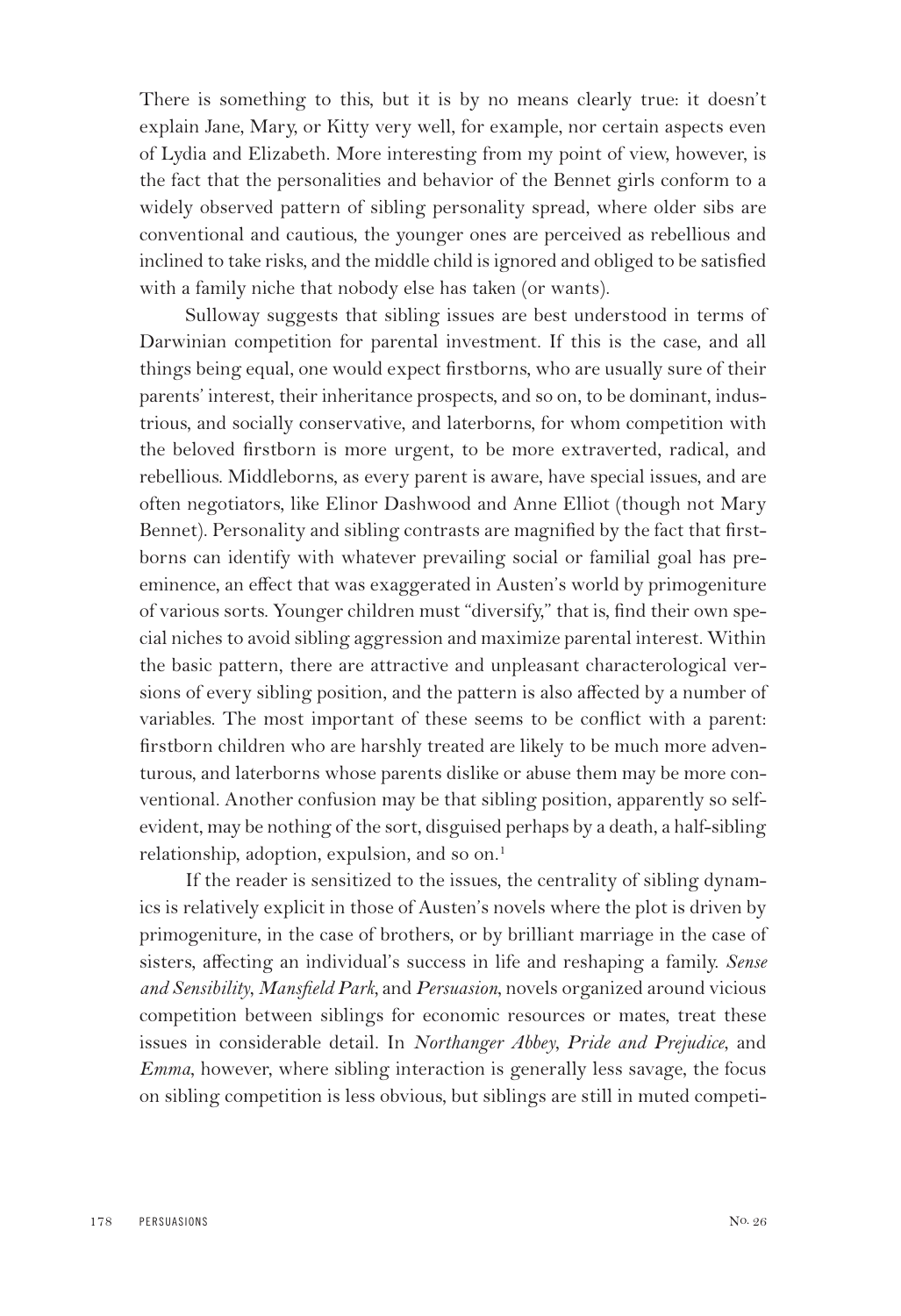There is something to this, but it is by no means clearly true: it doesn't explain Jane, Mary, or Kitty very well, for example, nor certain aspects even of Lydia and Elizabeth. More interesting from my point of view, however, is the fact that the personalities and behavior of the Bennet girls conform to a widely observed pattern of sibling personality spread, where older sibs are conventional and cautious, the younger ones are perceived as rebellious and inclined to take risks, and the middle child is ignored and obliged to be satisfied with a family niche that nobody else has taken (or wants).

Sulloway suggests that sibling issues are best understood in terms of Darwinian competition for parental investment. If this is the case, and all things being equal, one would expect firstborns, who are usually sure of their parents' interest, their inheritance prospects, and so on, to be dominant, industrious, and socially conservative, and laterborns, for whom competition with the beloved firstborn is more urgent, to be more extraverted, radical, and rebellious. Middleborns, as every parent is aware, have special issues, and are often negotiators, like Elinor Dashwood and Anne Elliot (though not Mary Bennet). Personality and sibling contrasts are magnified by the fact that firstborns can identify with whatever prevailing social or familial goal has preeminence, an effect that was exaggerated in Austen's world by primogeniture of various sorts. Younger children must "diversify," that is, find their own special niches to avoid sibling aggression and maximize parental interest. Within the basic pattern, there are attractive and unpleasant characterological versions of every sibling position, and the pattern is also affected by a number of variables. The most important of these seems to be conflict with a parent: firstborn children who are harshly treated are likely to be much more adventurous, and laterborns whose parents dislike or abuse them may be more conventional. Another confusion may be that sibling position, apparently so self-evident, may be nothing of the sort, disguised perhaps by a death, a half-sibling relationship, adoption, expulsion, and so on.[1]

If the reader is sensitized to the issues, the centrality of sibling dynamics is relatively explicit in those of Austen's novels where the plot is driven by primogeniture, in the case of brothers, or by brilliant marriage in the case of sisters, affecting an individual's success in life and reshaping a family. *Sense and Sensibility*, *Mansfield Park*, and *Persuasion*, novels organized around vicious competition between siblings for economic resources or mates, treat these issues in considerable detail. In *Northanger Abbey*, *Pride and Prejudice*, and *Emma*, however, where sibling interaction is generally less savage, the focus on sibling competition is less obvious, but siblings are still in muted competi-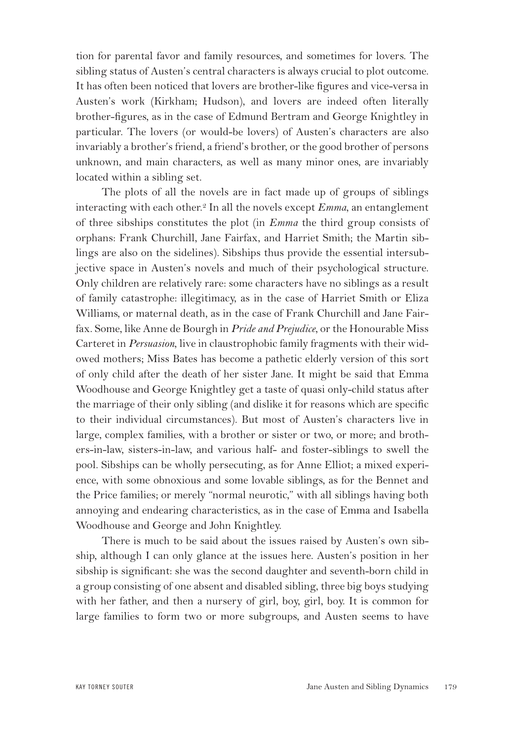tion for parental favor and family resources, and sometimes for lovers. The sibling status of Austen's central characters is always crucial to plot outcome. It has often been noticed that lovers are brother-like figures and vice-versa in Austen's work (Kirkham; Hudson), and lovers are indeed often literally brother-figures, as in the case of Edmund Bertram and George Knightley in particular. The lovers (or would-be lovers) of Austen's characters are also invariably a brother's friend, a friend's brother, or the good brother of persons unknown, and main characters, as well as many minor ones, are invariably located within a sibling set.

The plots of all the novels are in fact made up of groups of siblings interacting with each other.[2] In all the novels except *Emma*, an entanglement of three sibships constitutes the plot (in *Emma* the third group consists of orphans: Frank Churchill, Jane Fairfax, and Harriet Smith; the Martin siblings are also on the sidelines). Sibships thus provide the essential intersubjective space in Austen's novels and much of their psychological structure. Only children are relatively rare: some characters have no siblings as a result of family catastrophe: illegitimacy, as in the case of Harriet Smith or Eliza Williams, or maternal death, as in the case of Frank Churchill and Jane Fairfax. Some, like Anne de Bourgh in *Pride and Prejudice*, or the Honourable Miss Carteret in *Persuasion*, live in claustrophobic family fragments with their widowed mothers; Miss Bates has become a pathetic elderly version of this sort of only child after the death of her sister Jane. It might be said that Emma Woodhouse and George Knightley get a taste of quasi only-child status after the marriage of their only sibling (and dislike it for reasons which are specific to their individual circumstances). But most of Austen's characters live in large, complex families, with a brother or sister or two, or more; and brothers-in-law, sisters-in-law, and various half- and foster-siblings to swell the pool. Sibships can be wholly persecuting, as for Anne Elliot; a mixed experience, with some obnoxious and some lovable siblings, as for the Bennet and the Price families; or merely "normal neurotic," with all siblings having both annoying and endearing characteristics, as in the case of Emma and Isabella Woodhouse and George and John Knightley.

There is much to be said about the issues raised by Austen's own sibship, although I can only glance at the issues here. Austen's position in her sibship is significant: she was the second daughter and seventh-born child in a group consisting of one absent and disabled sibling, three big boys studying with her father, and then a nursery of girl, boy, girl, boy. It is common for large families to form two or more subgroups, and Austen seems to have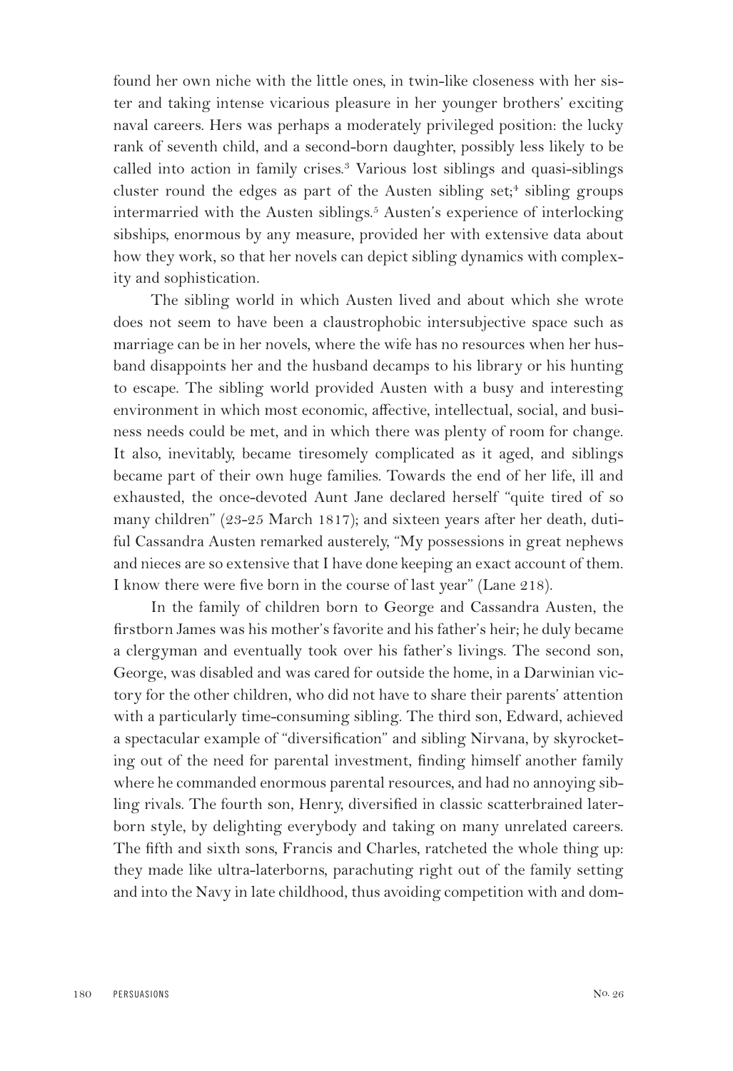found her own niche with the little ones, in twin-like closeness with her sister and taking intense vicarious pleasure in her younger brothers' exciting naval careers. Hers was perhaps a moderately privileged position: the lucky rank of seventh child, and a second-born daughter, possibly less likely to be called into action in family crises.[3] Various lost siblings and quasi-siblings cluster round the edges as part of the Austen sibling set;[4] sibling groups intermarried with the Austen siblings.[5] Austen's experience of interlocking sibships, enormous by any measure, provided her with extensive data about how they work, so that her novels can depict sibling dynamics with complexity and sophistication.

The sibling world in which Austen lived and about which she wrote does not seem to have been a claustrophobic intersubjective space such as marriage can be in her novels, where the wife has no resources when her husband disappoints her and the husband decamps to his library or his hunting to escape. The sibling world provided Austen with a busy and interesting environment in which most economic, affective, intellectual, social, and business needs could be met, and in which there was plenty of room for change. It also, inevitably, became tiresomely complicated as it aged, and siblings became part of their own huge families. Towards the end of her life, ill and exhausted, the once-devoted Aunt Jane declared herself "quite tired of so many children" (23-25 March 1817); and sixteen years after her death, dutiful Cassandra Austen remarked austerely, "My possessions in great nephews and nieces are so extensive that I have done keeping an exact account of them. I know there were five born in the course of last year" (Lane 218).

In the family of children born to George and Cassandra Austen, the firstborn James was his mother's favorite and his father's heir; he duly became a clergyman and eventually took over his father's livings. The second son, George, was disabled and was cared for outside the home, in a Darwinian victory for the other children, who did not have to share their parents' attention with a particularly time-consuming sibling. The third son, Edward, achieved a spectacular example of "diversification" and sibling Nirvana, by skyrocketing out of the need for parental investment, finding himself another family where he commanded enormous parental resources, and had no annoying sibling rivals. The fourth son, Henry, diversified in classic scatterbrained laterborn style, by delighting everybody and taking on many unrelated careers. The fifth and sixth sons, Francis and Charles, ratcheted the whole thing up: they made like ultra-laterborns, parachuting right out of the family setting and into the Navy in late childhood, thus avoiding competition with and dom-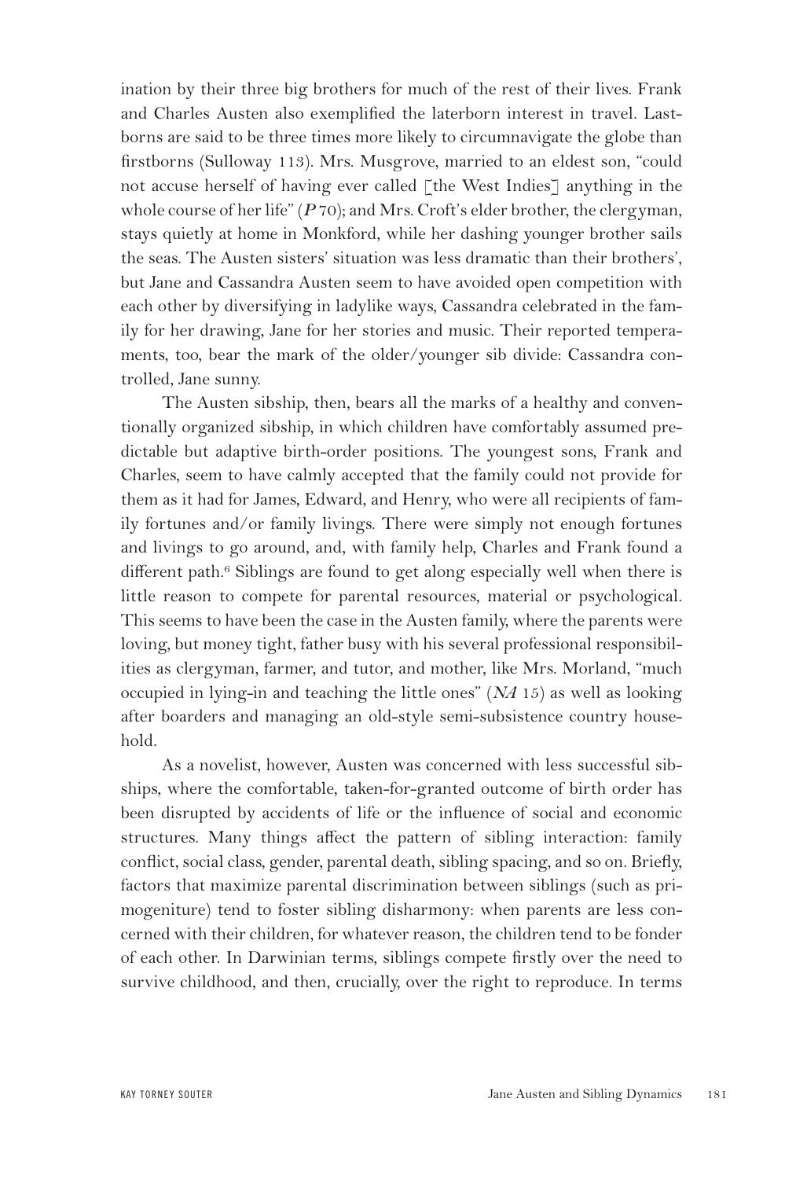ination by their three big brothers for much of the rest of their lives. Frank and Charles Austen also exemplified the laterborn interest in travel. Lastborns are said to be three times more likely to circumnavigate the globe than firstborns (Sulloway 113). Mrs. Musgrove, married to an eldest son, "could not accuse herself of having ever called [the West Indies] anything in the whole course of her life" (*P* 70); and Mrs. Croft's elder brother, the clergyman, stays quietly at home in Monkford, while her dashing younger brother sails the seas. The Austen sisters' situation was less dramatic than their brothers', but Jane and Cassandra Austen seem to have avoided open competition with each other by diversifying in ladylike ways, Cassandra celebrated in the family for her drawing, Jane for her stories and music. Their reported temperaments, too, bear the mark of the older/younger sib divide: Cassandra controlled, Jane sunny.

The Austen sibship, then, bears all the marks of a healthy and conventionally organized sibship, in which children have comfortably assumed predictable but adaptive birth-order positions. The youngest sons, Frank and Charles, seem to have calmly accepted that the family could not provide for them as it had for James, Edward, and Henry, who were all recipients of family fortunes and/or family livings. There were simply not enough fortunes and livings to go around, and, with family help, Charles and Frank found a different path.[6] Siblings are found to get along especially well when there is little reason to compete for parental resources, material or psychological. This seems to have been the case in the Austen family, where the parents were loving, but money tight, father busy with his several professional responsibilities as clergyman, farmer, and tutor, and mother, like Mrs. Morland, "much occupied in lying-in and teaching the little ones" (*NA* 15) as well as looking after boarders and managing an old-style semi-subsistence country household.

As a novelist, however, Austen was concerned with less successful sibships, where the comfortable, taken-for-granted outcome of birth order has been disrupted by accidents of life or the influence of social and economic structures. Many things affect the pattern of sibling interaction: family conflict, social class, gender, parental death, sibling spacing, and so on. Briefly, factors that maximize parental discrimination between siblings (such as primogeniture) tend to foster sibling disharmony: when parents are less concerned with their children, for whatever reason, the children tend to be fonder of each other. In Darwinian terms, siblings compete firstly over the need to survive childhood, and then, crucially, over the right to reproduce. In terms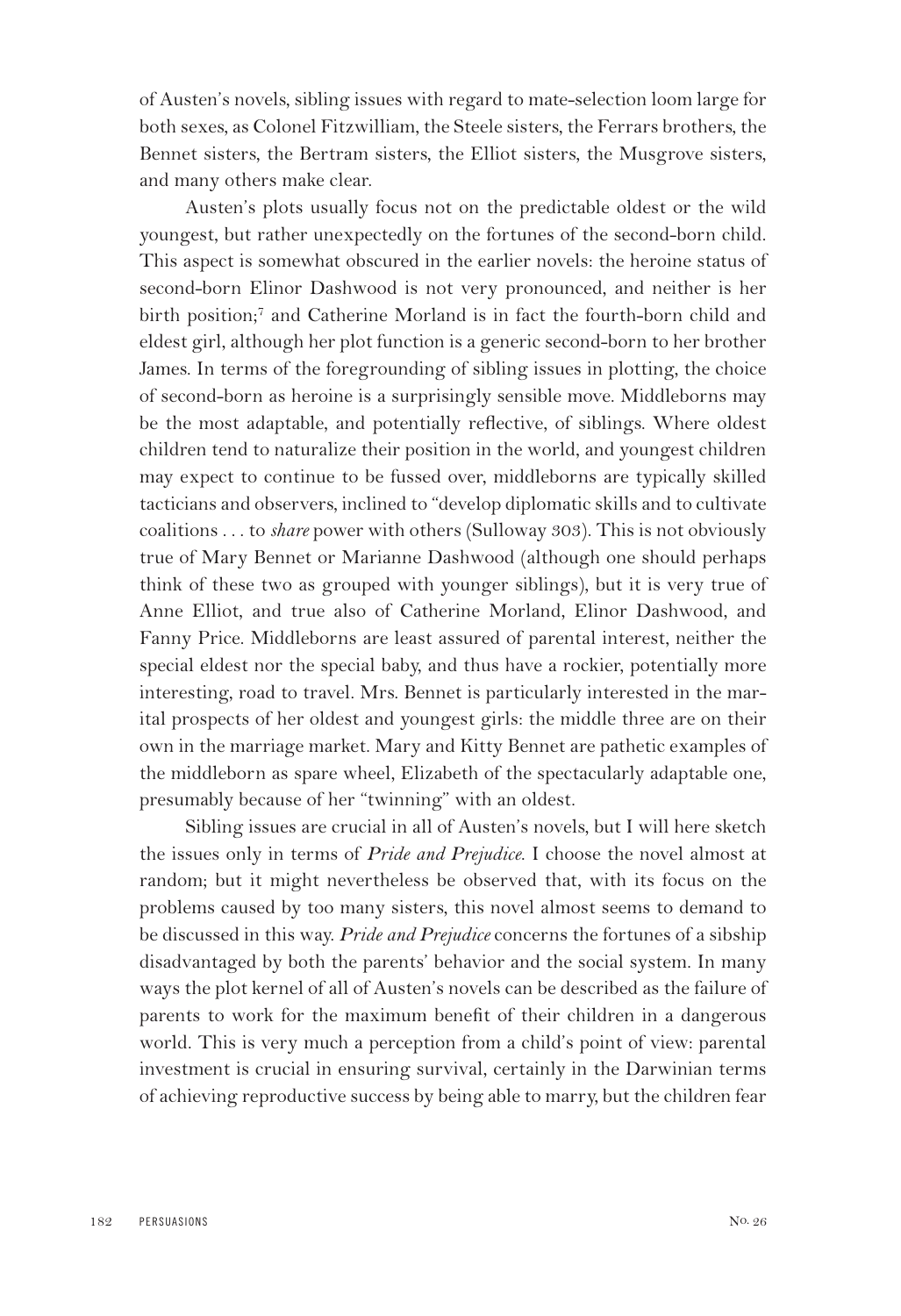of Austen's novels, sibling issues with regard to mate-selection loom large for both sexes, as Colonel Fitzwilliam, the Steele sisters, the Ferrars brothers, the Bennet sisters, the Bertram sisters, the Elliot sisters, the Musgrove sisters, and many others make clear.

Austen's plots usually focus not on the predictable oldest or the wild youngest, but rather unexpectedly on the fortunes of the second-born child. This aspect is somewhat obscured in the earlier novels: the heroine status of second-born Elinor Dashwood is not very pronounced, and neither is her birth position;[7] and Catherine Morland is in fact the fourth-born child and eldest girl, although her plot function is a generic second-born to her brother James. In terms of the foregrounding of sibling issues in plotting, the choice of second-born as heroine is a surprisingly sensible move. Middleborns may be the most adaptable, and potentially reflective, of siblings. Where oldest children tend to naturalize their position in the world, and youngest children may expect to continue to be fussed over, middleborns are typically skilled tacticians and observers, inclined to "develop diplomatic skills and to cultivate coalitions . . . to *share* power with others (Sulloway 303). This is not obviously true of Mary Bennet or Marianne Dashwood (although one should perhaps think of these two as grouped with younger siblings), but it is very true of Anne Elliot, and true also of Catherine Morland, Elinor Dashwood, and Fanny Price. Middleborns are least assured of parental interest, neither the special eldest nor the special baby, and thus have a rockier, potentially more interesting, road to travel. Mrs. Bennet is particularly interested in the marital prospects of her oldest and youngest girls: the middle three are on their own in the marriage market. Mary and Kitty Bennet are pathetic examples of the middleborn as spare wheel, Elizabeth of the spectacularly adaptable one, presumably because of her "twinning" with an oldest.

Sibling issues are crucial in all of Austen's novels, but I will here sketch the issues only in terms of *Pride and Prejudice*. I choose the novel almost at random; but it might nevertheless be observed that, with its focus on the problems caused by too many sisters, this novel almost seems to demand to be discussed in this way. *Pride and Prejudice* concerns the fortunes of a sibship disadvantaged by both the parents' behavior and the social system. In many ways the plot kernel of all of Austen's novels can be described as the failure of parents to work for the maximum benefit of their children in a dangerous world. This is very much a perception from a child's point of view: parental investment is crucial in ensuring survival, certainly in the Darwinian terms of achieving reproductive success by being able to marry, but the children fear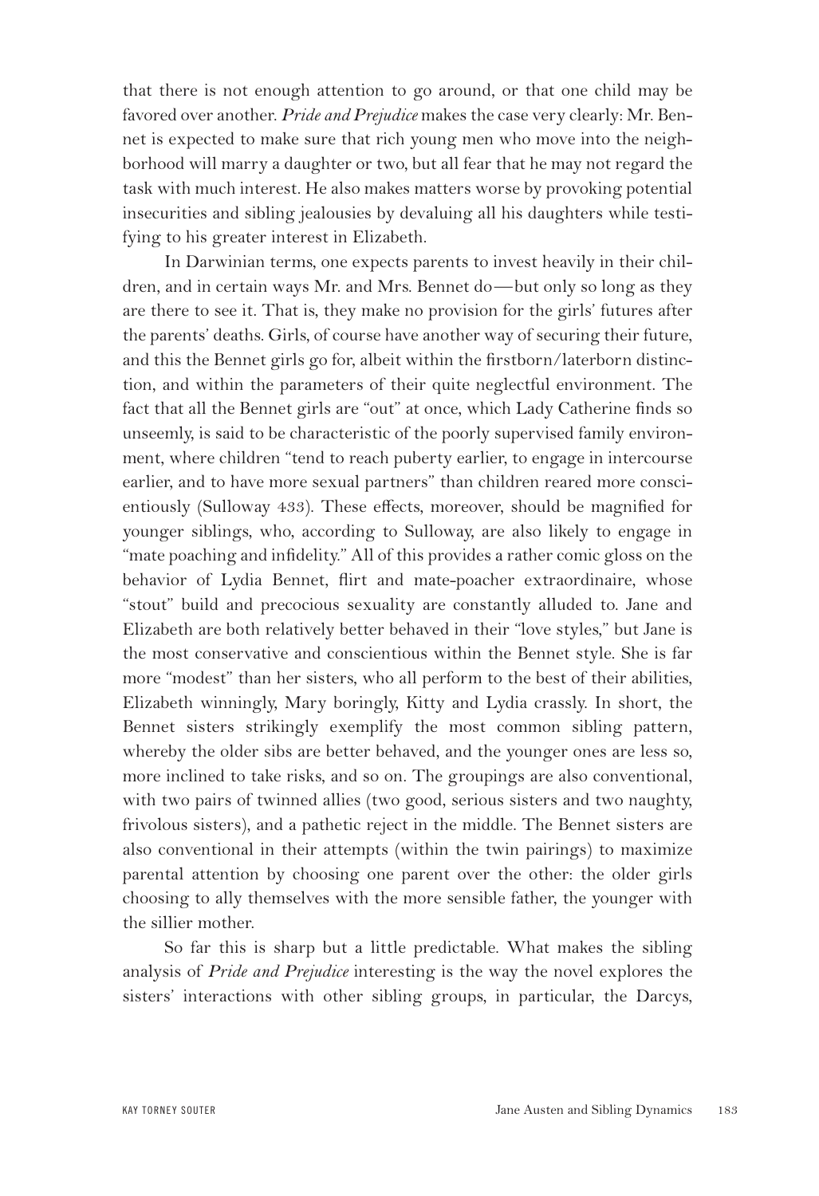that there is not enough attention to go around, or that one child may be favored over another. *Pride and Prejudice* makes the case very clearly: Mr. Bennet is expected to make sure that rich young men who move into the neighborhood will marry a daughter or two, but all fear that he may not regard the task with much interest. He also makes matters worse by provoking potential insecurities and sibling jealousies by devaluing all his daughters while testifying to his greater interest in Elizabeth.

In Darwinian terms, one expects parents to invest heavily in their children, and in certain ways Mr. and Mrs. Bennet do—but only so long as they are there to see it. That is, they make no provision for the girls' futures after the parents' deaths. Girls, of course have another way of securing their future, and this the Bennet girls go for, albeit within the firstborn/laterborn distinction, and within the parameters of their quite neglectful environment. The fact that all the Bennet girls are "out" at once, which Lady Catherine finds so unseemly, is said to be characteristic of the poorly supervised family environment, where children "tend to reach puberty earlier, to engage in intercourse earlier, and to have more sexual partners" than children reared more conscientiously (Sulloway 433). These effects, moreover, should be magnified for younger siblings, who, according to Sulloway, are also likely to engage in "mate poaching and infidelity." All of this provides a rather comic gloss on the behavior of Lydia Bennet, flirt and mate-poacher extraordinaire, whose "stout" build and precocious sexuality are constantly alluded to. Jane and Elizabeth are both relatively better behaved in their "love styles," but Jane is the most conservative and conscientious within the Bennet style. She is far more "modest" than her sisters, who all perform to the best of their abilities, Elizabeth winningly, Mary boringly, Kitty and Lydia crassly. In short, the Bennet sisters strikingly exemplify the most common sibling pattern, whereby the older sibs are better behaved, and the younger ones are less so, more inclined to take risks, and so on. The groupings are also conventional, with two pairs of twinned allies (two good, serious sisters and two naughty, frivolous sisters), and a pathetic reject in the middle. The Bennet sisters are also conventional in their attempts (within the twin pairings) to maximize parental attention by choosing one parent over the other: the older girls choosing to ally themselves with the more sensible father, the younger with the sillier mother.

So far this is sharp but a little predictable. What makes the sibling analysis of *Pride and Prejudice* interesting is the way the novel explores the sisters' interactions with other sibling groups, in particular, the Darcys,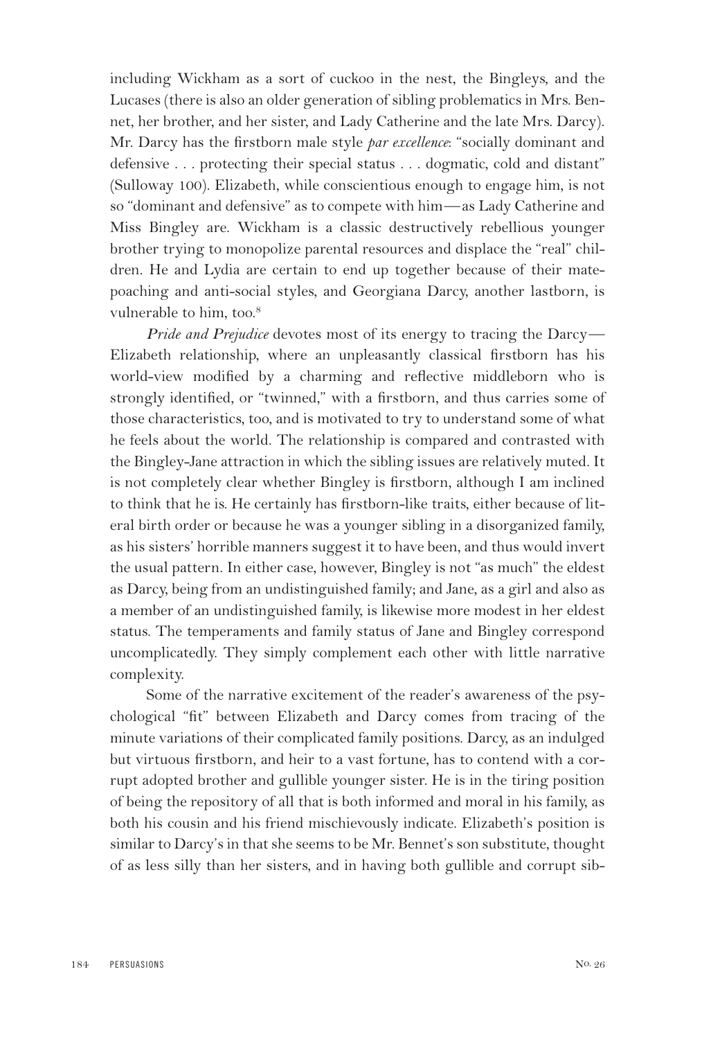including Wickham as a sort of cuckoo in the nest, the Bingleys, and the Lucases (there is also an older generation of sibling problematics in Mrs. Bennet, her brother, and her sister, and Lady Catherine and the late Mrs. Darcy). Mr. Darcy has the firstborn male style *par excellence*: "socially dominant and defensive . . . protecting their special status . . . dogmatic, cold and distant" (Sulloway 100). Elizabeth, while conscientious enough to engage him, is not so "dominant and defensive" as to compete with him—as Lady Catherine and Miss Bingley are. Wickham is a classic destructively rebellious younger brother trying to monopolize parental resources and displace the "real" children. He and Lydia are certain to end up together because of their mate-poaching and anti-social styles, and Georgiana Darcy, another lastborn, is vulnerable to him, too.[8]

*Pride and Prejudice* devotes most of its energy to tracing the Darcy—Elizabeth relationship, where an unpleasantly classical firstborn has his world-view modified by a charming and reflective middleborn who is strongly identified, or "twinned," with a firstborn, and thus carries some of those characteristics, too, and is motivated to try to understand some of what he feels about the world. The relationship is compared and contrasted with the Bingley-Jane attraction in which the sibling issues are relatively muted. It is not completely clear whether Bingley is firstborn, although I am inclined to think that he is. He certainly has firstborn-like traits, either because of literal birth order or because he was a younger sibling in a disorganized family, as his sisters' horrible manners suggest it to have been, and thus would invert the usual pattern. In either case, however, Bingley is not "as much" the eldest as Darcy, being from an undistinguished family; and Jane, as a girl and also as a member of an undistinguished family, is likewise more modest in her eldest status. The temperaments and family status of Jane and Bingley correspond uncomplicatedly. They simply complement each other with little narrative complexity.

Some of the narrative excitement of the reader's awareness of the psychological "fit" between Elizabeth and Darcy comes from tracing of the minute variations of their complicated family positions. Darcy, as an indulged but virtuous firstborn, and heir to a vast fortune, has to contend with a corrupt adopted brother and gullible younger sister. He is in the tiring position of being the repository of all that is both informed and moral in his family, as both his cousin and his friend mischievously indicate. Elizabeth's position is similar to Darcy's in that she seems to be Mr. Bennet's son substitute, thought of as less silly than her sisters, and in having both gullible and corrupt sib-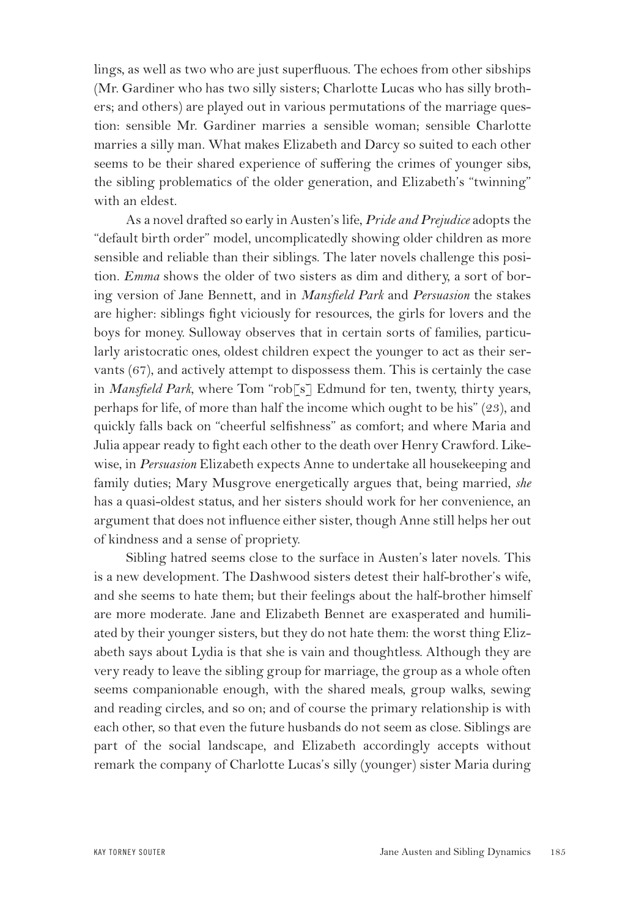lings, as well as two who are just superfluous. The echoes from other sibships (Mr. Gardiner who has two silly sisters; Charlotte Lucas who has silly brothers; and others) are played out in various permutations of the marriage question: sensible Mr. Gardiner marries a sensible woman; sensible Charlotte marries a silly man. What makes Elizabeth and Darcy so suited to each other seems to be their shared experience of suffering the crimes of younger sibs, the sibling problematics of the older generation, and Elizabeth's "twinning" with an eldest.

As a novel drafted so early in Austen's life, *Pride and Prejudice* adopts the "default birth order" model, uncomplicatedly showing older children as more sensible and reliable than their siblings. The later novels challenge this position. *Emma* shows the older of two sisters as dim and dithery, a sort of boring version of Jane Bennett, and in *Mansfield Park* and *Persuasion* the stakes are higher: siblings fight viciously for resources, the girls for lovers and the boys for money. Sulloway observes that in certain sorts of families, particularly aristocratic ones, oldest children expect the younger to act as their servants (67), and actively attempt to dispossess them. This is certainly the case in *Mansfield Park*, where Tom "rob[s] Edmund for ten, twenty, thirty years, perhaps for life, of more than half the income which ought to be his" (23), and quickly falls back on "cheerful selfishness" as comfort; and where Maria and Julia appear ready to fight each other to the death over Henry Crawford. Likewise, in *Persuasion* Elizabeth expects Anne to undertake all housekeeping and family duties; Mary Musgrove energetically argues that, being married, *she* has a quasi-oldest status, and her sisters should work for her convenience, an argument that does not influence either sister, though Anne still helps her out of kindness and a sense of propriety.

Sibling hatred seems close to the surface in Austen's later novels. This is a new development. The Dashwood sisters detest their half-brother's wife, and she seems to hate them; but their feelings about the half-brother himself are more moderate. Jane and Elizabeth Bennet are exasperated and humiliated by their younger sisters, but they do not hate them: the worst thing Elizabeth says about Lydia is that she is vain and thoughtless. Although they are very ready to leave the sibling group for marriage, the group as a whole often seems companionable enough, with the shared meals, group walks, sewing and reading circles, and so on; and of course the primary relationship is with each other, so that even the future husbands do not seem as close. Siblings are part of the social landscape, and Elizabeth accordingly accepts without remark the company of Charlotte Lucas's silly (younger) sister Maria during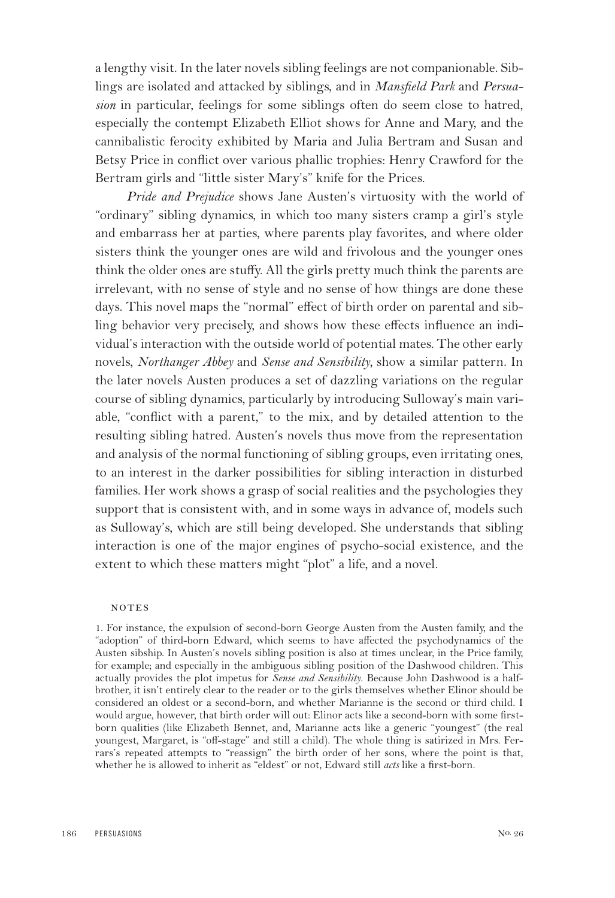a lengthy visit. In the later novels sibling feelings are not companionable. Siblings are isolated and attacked by siblings, and in *Mansfield Park* and *Persuasion* in particular, feelings for some siblings often do seem close to hatred, especially the contempt Elizabeth Elliot shows for Anne and Mary, and the cannibalistic ferocity exhibited by Maria and Julia Bertram and Susan and Betsy Price in conflict over various phallic trophies: Henry Crawford for the Bertram girls and "little sister Mary's" knife for the Prices.

*Pride and Prejudice* shows Jane Austen's virtuosity with the world of "ordinary" sibling dynamics, in which too many sisters cramp a girl's style and embarrass her at parties, where parents play favorites, and where older sisters think the younger ones are wild and frivolous and the younger ones think the older ones are stuffy. All the girls pretty much think the parents are irrelevant, with no sense of style and no sense of how things are done these days. This novel maps the "normal" effect of birth order on parental and sibling behavior very precisely, and shows how these effects influence an individual's interaction with the outside world of potential mates. The other early novels, *Northanger Abbey* and *Sense and Sensibility*, show a similar pattern. In the later novels Austen produces a set of dazzling variations on the regular course of sibling dynamics, particularly by introducing Sulloway's main variable, "conflict with a parent," to the mix, and by detailed attention to the resulting sibling hatred. Austen's novels thus move from the representation and analysis of the normal functioning of sibling groups, even irritating ones, to an interest in the darker possibilities for sibling interaction in disturbed families. Her work shows a grasp of social realities and the psychologies they support that is consistent with, and in some ways in advance of, models such as Sulloway's, which are still being developed. She understands that sibling interaction is one of the major engines of psycho-social existence, and the extent to which these matters might "plot" a life, and a novel.

## NOTES

1. For instance, the expulsion of second-born George Austen from the Austen family, and the "adoption" of third-born Edward, which seems to have affected the psychodynamics of the Austen sibship. In Austen's novels sibling position is also at times unclear, in the Price family, for example; and especially in the ambiguous sibling position of the Dashwood children. This actually provides the plot impetus for *Sense and Sensibility*. Because John Dashwood is a half-brother, it isn't entirely clear to the reader or to the girls themselves whether Elinor should be considered an oldest or a second-born, and whether Marianne is the second or third child. I would argue, however, that birth order will out: Elinor acts like a second-born with some first-born qualities (like Elizabeth Bennet, and, Marianne acts like a generic "youngest" (the real youngest, Margaret, is "off-stage" and still a child). The whole thing is satirized in Mrs. Ferrars's repeated attempts to "reassign" the birth order of her sons, where the point is that, whether he is allowed to inherit as "eldest" or not, Edward still *acts* like a first-born.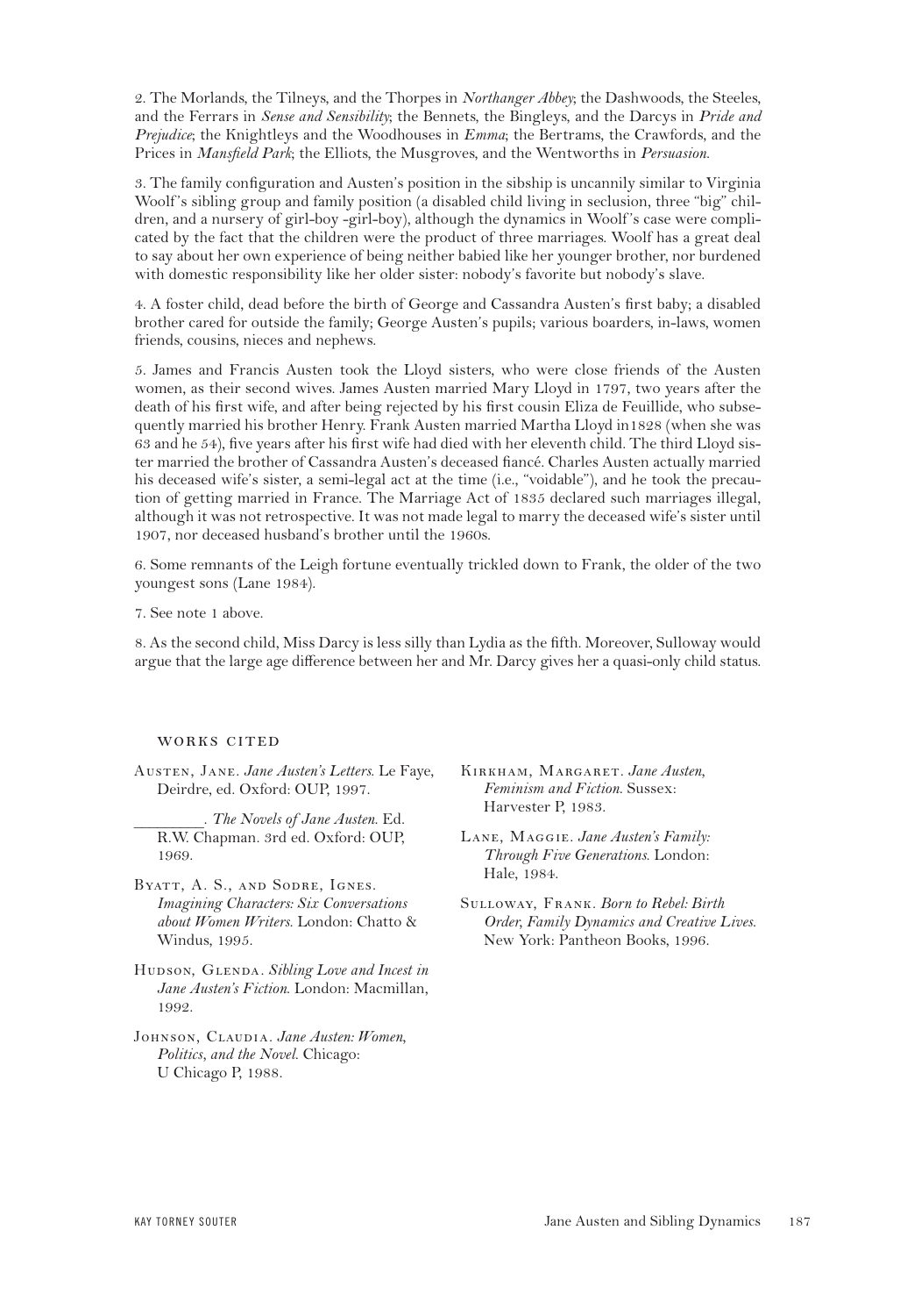2. The Morlands, the Tilneys, and the Thorpes in *Northanger Abbey*; the Dashwoods, the Steeles, and the Ferrars in *Sense and Sensibility*; the Bennets, the Bingleys, and the Darcys in *Pride and Prejudice*; the Knightleys and the Woodhouses in *Emma*; the Bertrams, the Crawfords, and the Prices in *Mansfield Park*; the Elliots, the Musgroves, and the Wentworths in *Persuasion*.

3. The family configuration and Austen's position in the sibship is uncannily similar to Virginia Woolf's sibling group and family position (a disabled child living in seclusion, three "big" children, and a nursery of girl-boy -girl-boy), although the dynamics in Woolf's case were complicated by the fact that the children were the product of three marriages. Woolf has a great deal to say about her own experience of being neither babied like her younger brother, nor burdened with domestic responsibility like her older sister: nobody's favorite but nobody's slave.

4. A foster child, dead before the birth of George and Cassandra Austen's first baby; a disabled brother cared for outside the family; George Austen's pupils; various boarders, in-laws, women friends, cousins, nieces and nephews.

5. James and Francis Austen took the Lloyd sisters, who were close friends of the Austen women, as their second wives. James Austen married Mary Lloyd in 1797, two years after the death of his first wife, and after being rejected by his first cousin Eliza de Feuillide, who subsequently married his brother Henry. Frank Austen married Martha Lloyd in1828 (when she was 63 and he 54), five years after his first wife had died with her eleventh child. The third Lloyd sister married the brother of Cassandra Austen's deceased fiancé. Charles Austen actually married his deceased wife's sister, a semi-legal act at the time (i.e., "voidable"), and he took the precaution of getting married in France. The Marriage Act of 1835 declared such marriages illegal, although it was not retrospective. It was not made legal to marry the deceased wife's sister until 1907, nor deceased husband's brother until the 1960s.

6. Some remnants of the Leigh fortune eventually trickled down to Frank, the older of the two youngest sons (Lane 1984).

7. See note 1 above.

8. As the second child, Miss Darcy is less silly than Lydia as the fifth. Moreover, Sulloway would argue that the large age difference between her and Mr. Darcy gives her a quasi-only child status.

## Works Cited

Austen, Jane. *Jane Austen's Letters*. Le Faye, Deirdre, ed. Oxford: OUP, 1997.

________. *The Novels of Jane Austen*. Ed. R.W. Chapman. 3rd ed. Oxford: OUP, 1969.

Byatt, A. S., and Sodre, Ignes. *Imagining Characters: Six Conversations about Women Writers*. London: Chatto & Windus, 1995.

Hudson, Glenda. *Sibling Love and Incest in Jane Austen's Fiction*. London: Macmillan, 1992.

Johnson, Claudia. *Jane Austen: Women, Politics, and the Novel*. Chicago: U Chicago P, 1988.

Kirkham, Margaret. *Jane Austen, Feminism and Fiction*. Sussex: Harvester P, 1983.

Lane, Maggie. *Jane Austen's Family: Through Five Generations*. London: Hale, 1984.

Sulloway, Frank. *Born to Rebel: Birth Order, Family Dynamics and Creative Lives*. New York: Pantheon Books, 1996.